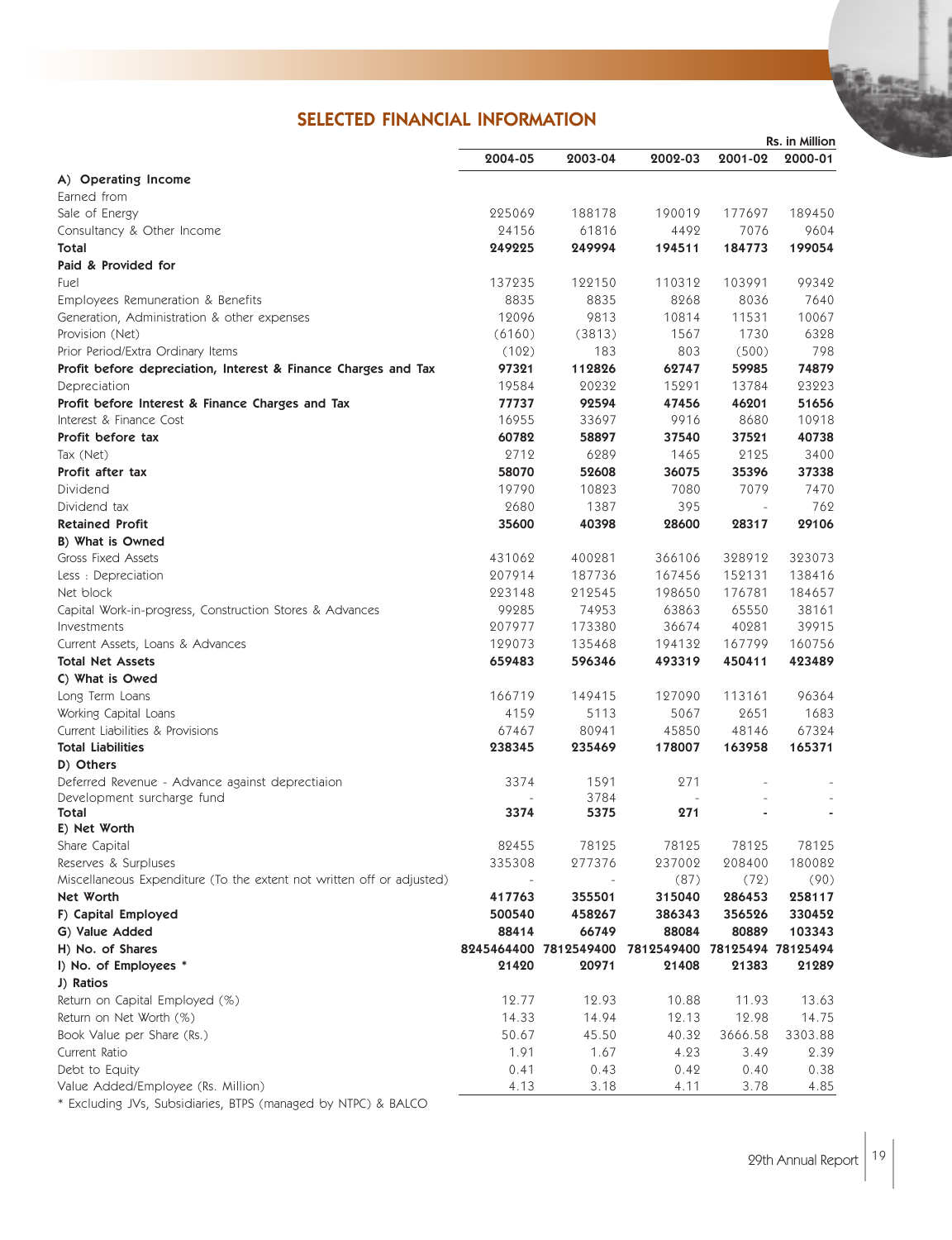## SELECTED FINANCIAL INFORMATION

Rs. in Million

| | 2004-05 | 2003-04 | 2002-03 | 2001-02 | 2000-01 |
|---|---|---|---|---|---|
| **A) Operating Income** | | | | | |
| Earned from | | | | | |
| Sale of Energy | 225069 | 188178 | 190019 | 177697 | 189450 |
| Consultancy & Other Income | 24156 | 61816 | 4492 | 7076 | 9604 |
| **Total** | **249225** | **249994** | **194511** | **184773** | **199054** |
| **Paid & Provided for** | | | | | |
| Fuel | 137235 | 122150 | 110312 | 103991 | 99342 |
| Employees Remuneration & Benefits | 8835 | 8835 | 8268 | 8036 | 7640 |
| Generation, Administration & other expenses | 12096 | 9813 | 10814 | 11531 | 10067 |
| Provision (Net) | (6160) | (3813) | 1567 | 1730 | 6328 |
| Prior Period/Extra Ordinary Items | (102) | 183 | 803 | (500) | 798 |
| **Profit before depreciation, Interest & Finance Charges and Tax** | **97321** | **112826** | **62747** | **59985** | **74879** |
| Depreciation | 19584 | 20232 | 15291 | 13784 | 23223 |
| **Profit before Interest & Finance Charges and Tax** | **77737** | **92594** | **47456** | **46201** | **51656** |
| Interest & Finance Cost | 16955 | 33697 | 9916 | 8680 | 10918 |
| **Profit before tax** | **60782** | **58897** | **37540** | **37521** | **40738** |
| Tax (Net) | 2712 | 6289 | 1465 | 2125 | 3400 |
| **Profit after tax** | **58070** | **52608** | **36075** | **35396** | **37338** |
| Dividend | 19790 | 10823 | 7080 | 7079 | 7470 |
| Dividend tax | 2680 | 1387 | 395 | - | 762 |
| **Retained Profit** | **35600** | **40398** | **28600** | **28317** | **29106** |
| **B) What is Owned** | | | | | |
| Gross Fixed Assets | 431062 | 400281 | 366106 | 328912 | 323073 |
| Less : Depreciation | 207914 | 187736 | 167456 | 152131 | 138416 |
| Net block | 223148 | 212545 | 198650 | 176781 | 184657 |
| Capital Work-in-progress, Construction Stores & Advances | 99285 | 74953 | 63863 | 65550 | 38161 |
| Investments | 207977 | 173380 | 36674 | 40281 | 39915 |
| Current Assets, Loans & Advances | 129073 | 135468 | 194132 | 167799 | 160756 |
| **Total Net Assets** | **659483** | **596346** | **493319** | **450411** | **423489** |
| **C) What is Owed** | | | | | |
| Long Term Loans | 166719 | 149415 | 127090 | 113161 | 96364 |
| Working Capital Loans | 4159 | 5113 | 5067 | 2651 | 1683 |
| Current Liabilities & Provisions | 67467 | 80941 | 45850 | 48146 | 67324 |
| **Total Liabilities** | **238345** | **235469** | **178007** | **163958** | **165371** |
| **D) Others** | | | | | |
| Deferred Revenue - Advance against deprectiaion | 3374 | 1591 | 271 | - | - |
| Development surcharge fund | - | 3784 | - | - | - |
| **Total** | **3374** | **5375** | **271** | **-** | **-** |
| **E) Net Worth** | | | | | |
| Share Capital | 82455 | 78125 | 78125 | 78125 | 78125 |
| Reserves & Surpluses | 335308 | 277376 | 237002 | 208400 | 180082 |
| Miscellaneous Expenditure (To the extent not written off or adjusted) | - | - | (87) | (72) | (90) |
| **Net Worth** | **417763** | **355501** | **315040** | **286453** | **258117** |
| **F) Capital Employed** | **500540** | **458267** | **386343** | **356526** | **330452** |
| **G) Value Added** | **88414** | **66749** | **88084** | **80889** | **103343** |
| **H) No. of Shares** | **8245464400** | **7812549400** | **7812549400** | **78125494** | **78125494** |
| **I) No. of Employees *** | **21420** | **20971** | **21408** | **21383** | **21289** |
| **J) Ratios** | | | | | |
| Return on Capital Employed (%) | 12.77 | 12.93 | 10.88 | 11.93 | 13.63 |
| Return on Net Worth (%) | 14.33 | 14.94 | 12.13 | 12.98 | 14.75 |
| Book Value per Share (Rs.) | 50.67 | 45.50 | 40.32 | 3666.58 | 3303.88 |
| Current Ratio | 1.91 | 1.67 | 4.23 | 3.49 | 2.39 |
| Debt to Equity | 0.41 | 0.43 | 0.42 | 0.40 | 0.38 |
| Value Added/Employee (Rs. Million) | 4.13 | 3.18 | 4.11 | 3.78 | 4.85 |

* Excluding JVs, Subsidiaries, BTPS (managed by NTPC) & BALCO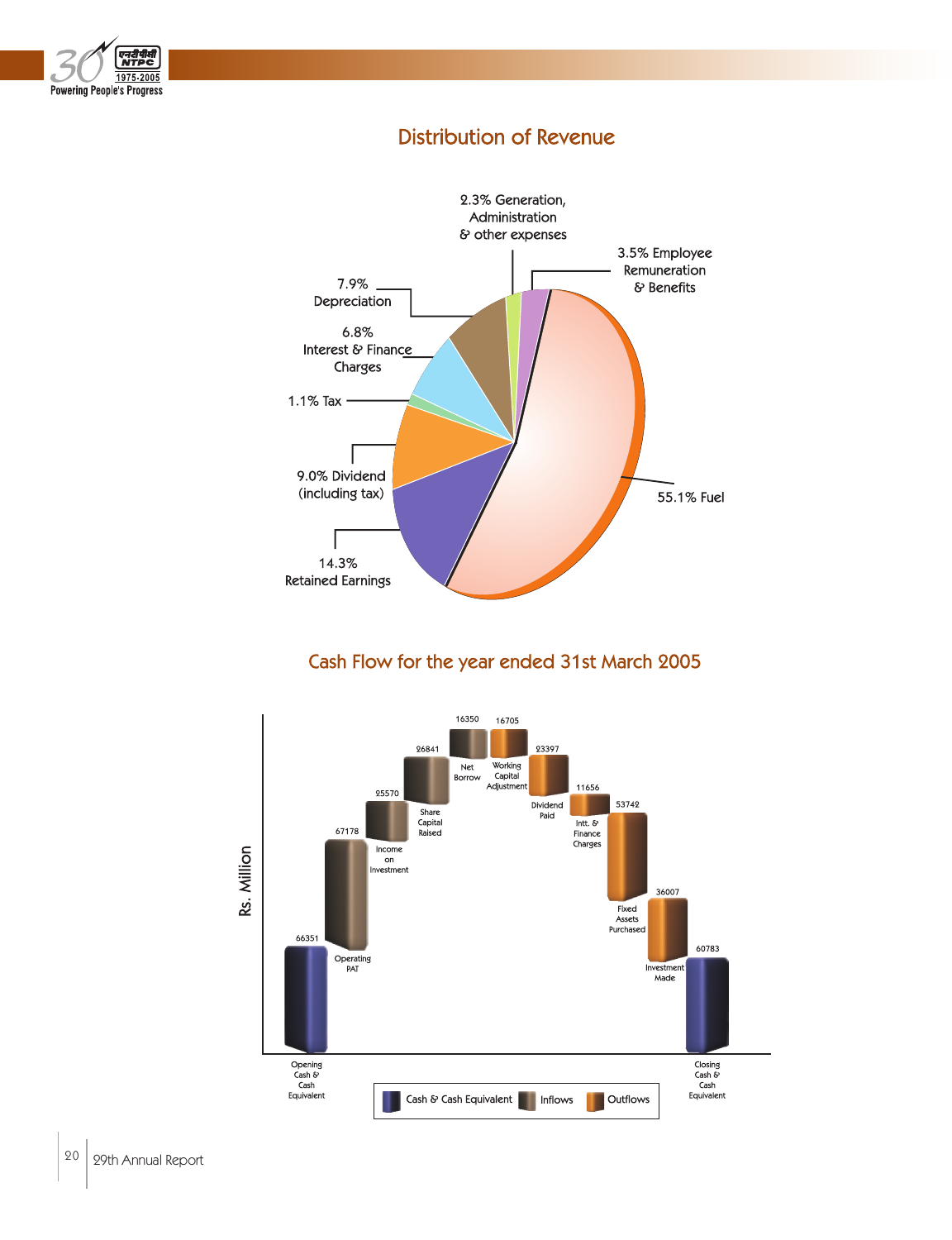## Distribution of Revenue

2.3% Generation, Administration & other expenses

3.5% Employee Remuneration & Benefits

7.9% Depreciation

6.8% Interest & Finance Charges

1.1% Tax

9.0% Dividend (including tax)

14.3% Retained Earnings

55.1% Fuel

## Cash Flow for the year ended 31st March 2005

Rs. Million

66351
Opening Cash & Cash Equivalent

67178
Operating PAT

25570
Income on Investment

26841
Share Capital Raised

16350
Net Borrow

16705
Working Capital Adjustment

23397
Dividend Paid

11656
Intt. & Finance Charges

53742
Fixed Assets Purchased

36007
Investment Made

60783
Closing Cash & Cash Equivalent

Cash & Cash Equivalent | Inflows | Outflows